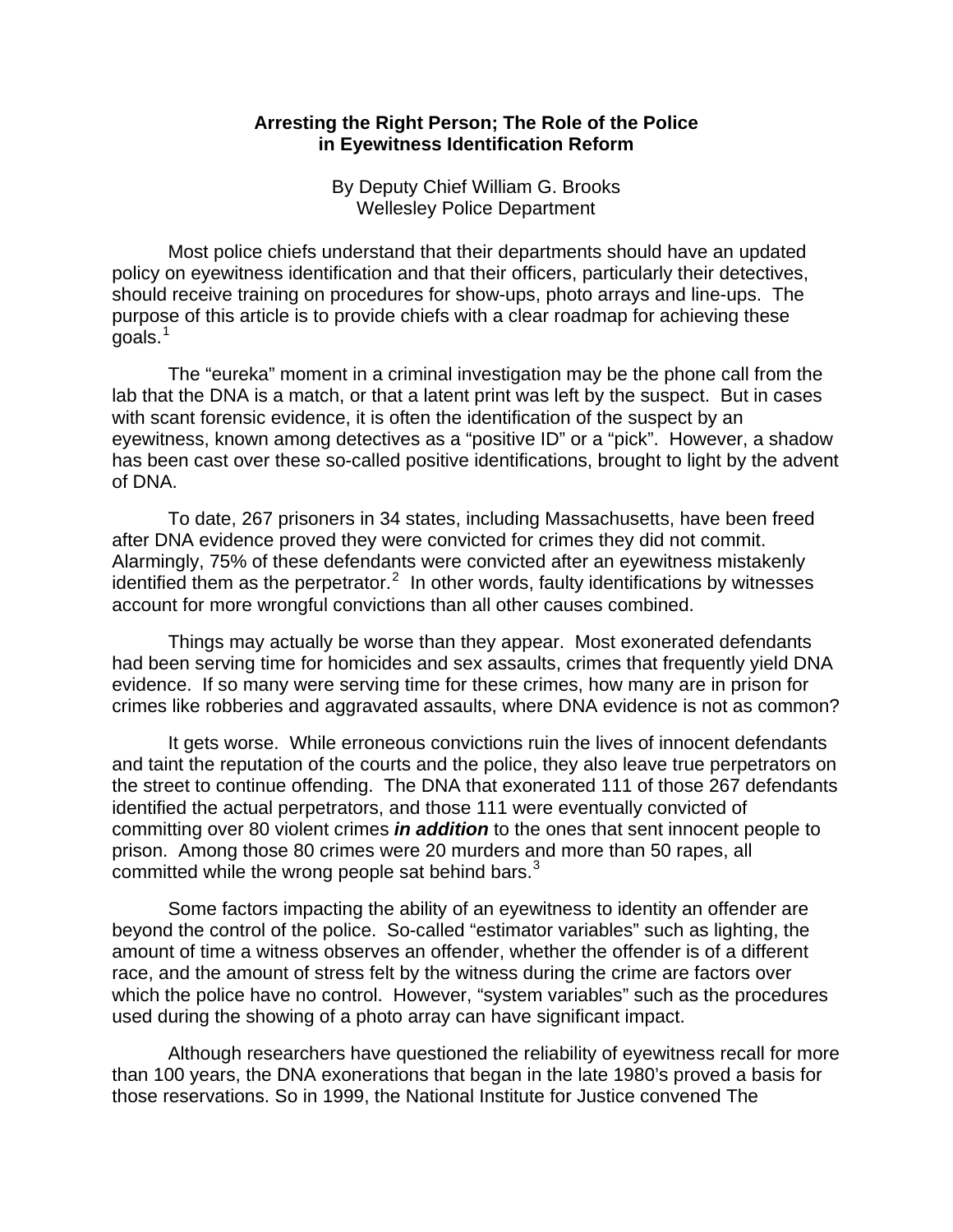# Arresting the Right Person; The Role of the Police in Eyewitness Identification Reform

By Deputy Chief William G. Brooks
Wellesley Police Department

Most police chiefs understand that their departments should have an updated policy on eyewitness identification and that their officers, particularly their detectives, should receive training on procedures for show-ups, photo arrays and line-ups. The purpose of this article is to provide chiefs with a clear roadmap for achieving these goals.[1]

The "eureka" moment in a criminal investigation may be the phone call from the lab that the DNA is a match, or that a latent print was left by the suspect. But in cases with scant forensic evidence, it is often the identification of the suspect by an eyewitness, known among detectives as a "positive ID" or a "pick". However, a shadow has been cast over these so-called positive identifications, brought to light by the advent of DNA.

To date, 267 prisoners in 34 states, including Massachusetts, have been freed after DNA evidence proved they were convicted for crimes they did not commit. Alarmingly, 75% of these defendants were convicted after an eyewitness mistakenly identified them as the perpetrator.[2] In other words, faulty identifications by witnesses account for more wrongful convictions than all other causes combined.

Things may actually be worse than they appear. Most exonerated defendants had been serving time for homicides and sex assaults, crimes that frequently yield DNA evidence. If so many were serving time for these crimes, how many are in prison for crimes like robberies and aggravated assaults, where DNA evidence is not as common?

It gets worse. While erroneous convictions ruin the lives of innocent defendants and taint the reputation of the courts and the police, they also leave true perpetrators on the street to continue offending. The DNA that exonerated 111 of those 267 defendants identified the actual perpetrators, and those 111 were eventually convicted of committing over 80 violent crimes ***in addition*** to the ones that sent innocent people to prison. Among those 80 crimes were 20 murders and more than 50 rapes, all committed while the wrong people sat behind bars.[3]

Some factors impacting the ability of an eyewitness to identity an offender are beyond the control of the police. So-called "estimator variables" such as lighting, the amount of time a witness observes an offender, whether the offender is of a different race, and the amount of stress felt by the witness during the crime are factors over which the police have no control. However, "system variables" such as the procedures used during the showing of a photo array can have significant impact.

Although researchers have questioned the reliability of eyewitness recall for more than 100 years, the DNA exonerations that began in the late 1980's proved a basis for those reservations. So in 1999, the National Institute for Justice convened The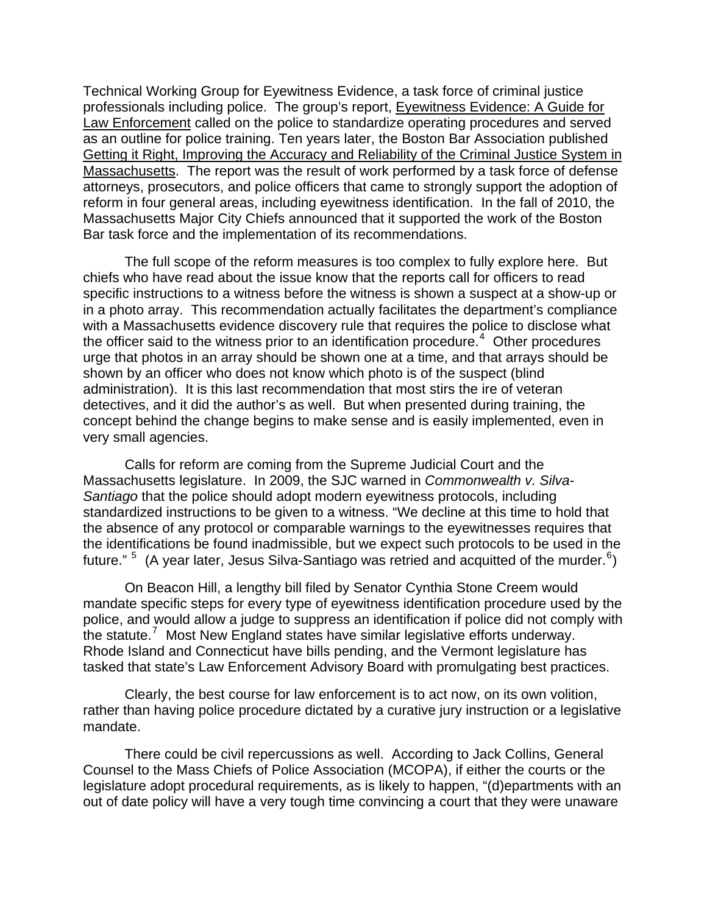Technical Working Group for Eyewitness Evidence, a task force of criminal justice professionals including police. The group's report, Eyewitness Evidence: A Guide for Law Enforcement called on the police to standardize operating procedures and served as an outline for police training. Ten years later, the Boston Bar Association published Getting it Right, Improving the Accuracy and Reliability of the Criminal Justice System in Massachusetts. The report was the result of work performed by a task force of defense attorneys, prosecutors, and police officers that came to strongly support the adoption of reform in four general areas, including eyewitness identification. In the fall of 2010, the Massachusetts Major City Chiefs announced that it supported the work of the Boston Bar task force and the implementation of its recommendations.

The full scope of the reform measures is too complex to fully explore here. But chiefs who have read about the issue know that the reports call for officers to read specific instructions to a witness before the witness is shown a suspect at a show-up or in a photo array. This recommendation actually facilitates the department's compliance with a Massachusetts evidence discovery rule that requires the police to disclose what the officer said to the witness prior to an identification procedure.[4] Other procedures urge that photos in an array should be shown one at a time, and that arrays should be shown by an officer who does not know which photo is of the suspect (blind administration). It is this last recommendation that most stirs the ire of veteran detectives, and it did the author's as well. But when presented during training, the concept behind the change begins to make sense and is easily implemented, even in very small agencies.

Calls for reform are coming from the Supreme Judicial Court and the Massachusetts legislature. In 2009, the SJC warned in *Commonwealth v. Silva-Santiago* that the police should adopt modern eyewitness protocols, including standardized instructions to be given to a witness. "We decline at this time to hold that the absence of any protocol or comparable warnings to the eyewitnesses requires that the identifications be found inadmissible, but we expect such protocols to be used in the future." [5] (A year later, Jesus Silva-Santiago was retried and acquitted of the murder.[6])

On Beacon Hill, a lengthy bill filed by Senator Cynthia Stone Creem would mandate specific steps for every type of eyewitness identification procedure used by the police, and would allow a judge to suppress an identification if police did not comply with the statute.[7] Most New England states have similar legislative efforts underway. Rhode Island and Connecticut have bills pending, and the Vermont legislature has tasked that state's Law Enforcement Advisory Board with promulgating best practices.

Clearly, the best course for law enforcement is to act now, on its own volition, rather than having police procedure dictated by a curative jury instruction or a legislative mandate.

There could be civil repercussions as well. According to Jack Collins, General Counsel to the Mass Chiefs of Police Association (MCOPA), if either the courts or the legislature adopt procedural requirements, as is likely to happen, "(d)epartments with an out of date policy will have a very tough time convincing a court that they were unaware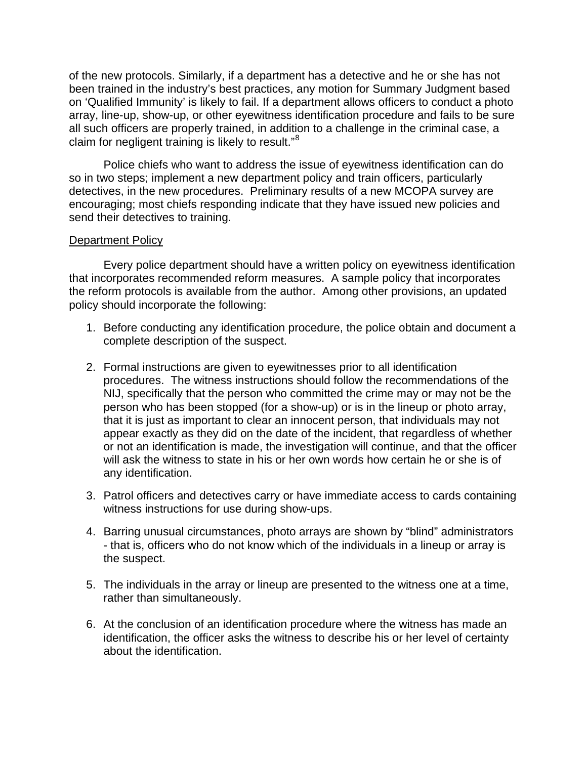of the new protocols. Similarly, if a department has a detective and he or she has not been trained in the industry's best practices, any motion for Summary Judgment based on 'Qualified Immunity' is likely to fail. If a department allows officers to conduct a photo array, line-up, show-up, or other eyewitness identification procedure and fails to be sure all such officers are properly trained, in addition to a challenge in the criminal case, a claim for negligent training is likely to result."[8]

Police chiefs who want to address the issue of eyewitness identification can do so in two steps; implement a new department policy and train officers, particularly detectives, in the new procedures. Preliminary results of a new MCOPA survey are encouraging; most chiefs responding indicate that they have issued new policies and send their detectives to training.

Department Policy

Every police department should have a written policy on eyewitness identification that incorporates recommended reform measures. A sample policy that incorporates the reform protocols is available from the author. Among other provisions, an updated policy should incorporate the following:

1. Before conducting any identification procedure, the police obtain and document a complete description of the suspect.

2. Formal instructions are given to eyewitnesses prior to all identification procedures. The witness instructions should follow the recommendations of the NIJ, specifically that the person who committed the crime may or may not be the person who has been stopped (for a show-up) or is in the lineup or photo array, that it is just as important to clear an innocent person, that individuals may not appear exactly as they did on the date of the incident, that regardless of whether or not an identification is made, the investigation will continue, and that the officer will ask the witness to state in his or her own words how certain he or she is of any identification.

3. Patrol officers and detectives carry or have immediate access to cards containing witness instructions for use during show-ups.

4. Barring unusual circumstances, photo arrays are shown by "blind" administrators - that is, officers who do not know which of the individuals in a lineup or array is the suspect.

5. The individuals in the array or lineup are presented to the witness one at a time, rather than simultaneously.

6. At the conclusion of an identification procedure where the witness has made an identification, the officer asks the witness to describe his or her level of certainty about the identification.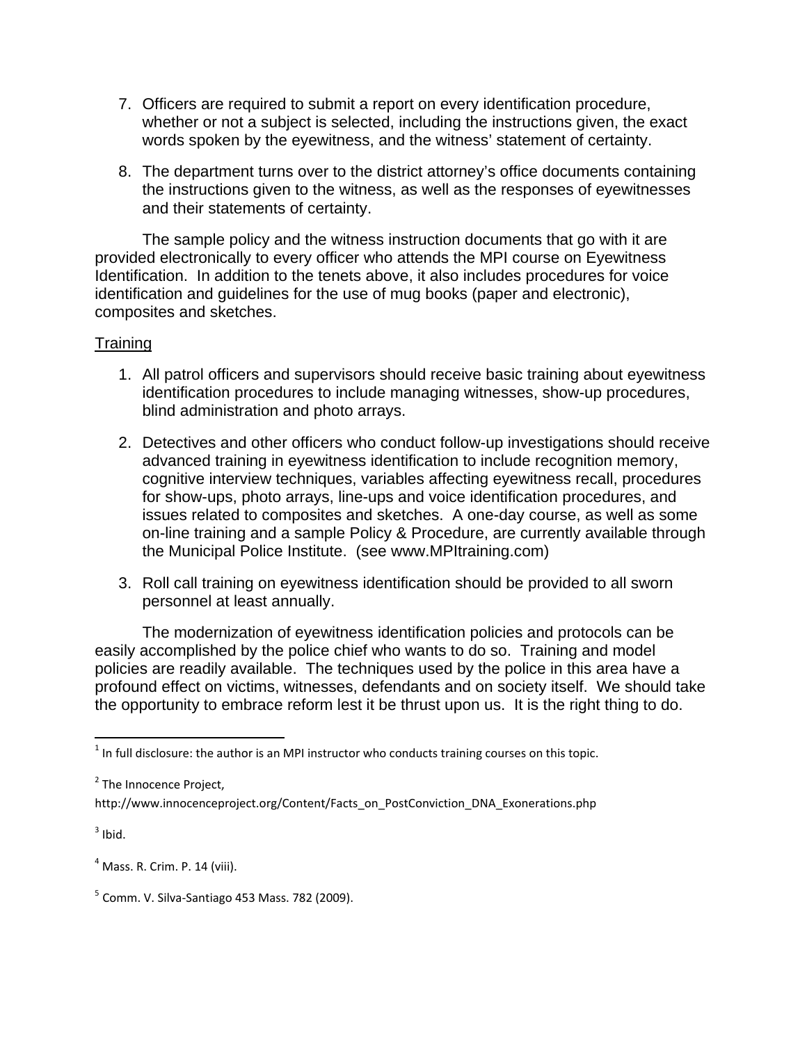7. Officers are required to submit a report on every identification procedure, whether or not a subject is selected, including the instructions given, the exact words spoken by the eyewitness, and the witness' statement of certainty.

8. The department turns over to the district attorney's office documents containing the instructions given to the witness, as well as the responses of eyewitnesses and their statements of certainty.

The sample policy and the witness instruction documents that go with it are provided electronically to every officer who attends the MPI course on Eyewitness Identification. In addition to the tenets above, it also includes procedures for voice identification and guidelines for the use of mug books (paper and electronic), composites and sketches.

<u>Training</u>

1. All patrol officers and supervisors should receive basic training about eyewitness identification procedures to include managing witnesses, show-up procedures, blind administration and photo arrays.

2. Detectives and other officers who conduct follow-up investigations should receive advanced training in eyewitness identification to include recognition memory, cognitive interview techniques, variables affecting eyewitness recall, procedures for show-ups, photo arrays, line-ups and voice identification procedures, and issues related to composites and sketches. A one-day course, as well as some on-line training and a sample Policy & Procedure, are currently available through the Municipal Police Institute. (see www.MPItraining.com)

3. Roll call training on eyewitness identification should be provided to all sworn personnel at least annually.

The modernization of eyewitness identification policies and protocols can be easily accomplished by the police chief who wants to do so. Training and model policies are readily available. The techniques used by the police in this area have a profound effect on victims, witnesses, defendants and on society itself. We should take the opportunity to embrace reform lest it be thrust upon us. It is the right thing to do.

---

[1] In full disclosure: the author is an MPI instructor who conducts training courses on this topic.

[2] The Innocence Project, http://www.innocenceproject.org/Content/Facts_on_PostConviction_DNA_Exonerations.php

[3] Ibid.

[4] Mass. R. Crim. P. 14 (viii).

[5] Comm. V. Silva-Santiago 453 Mass. 782 (2009).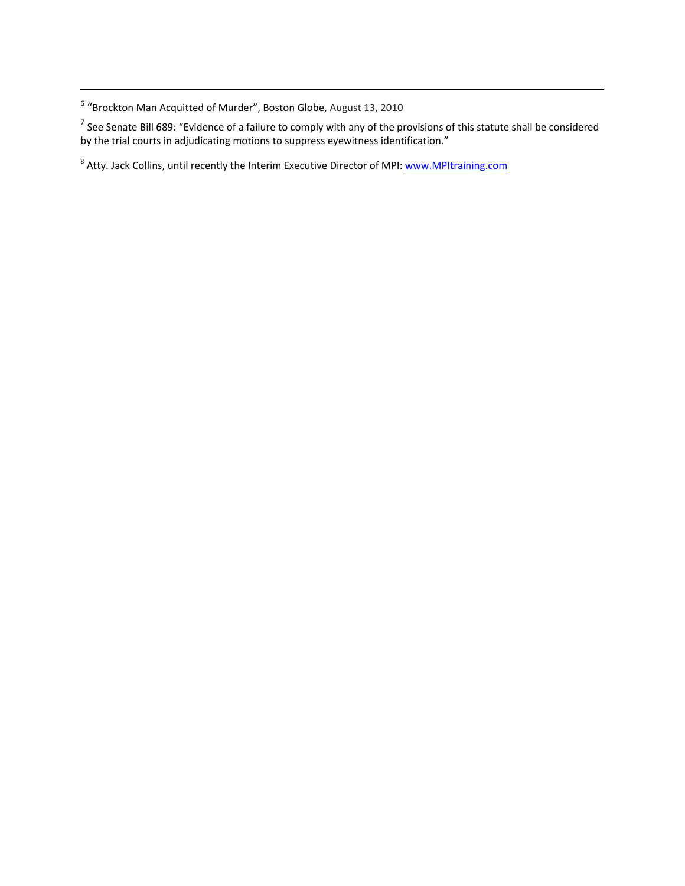---

[6] "Brockton Man Acquitted of Murder", Boston Globe, August 13, 2010

[7] See Senate Bill 689: "Evidence of a failure to comply with any of the provisions of this statute shall be considered by the trial courts in adjudicating motions to suppress eyewitness identification."

[8] Atty. Jack Collins, until recently the Interim Executive Director of MPI: [www.MPItraining.com](http://www.MPItraining.com)